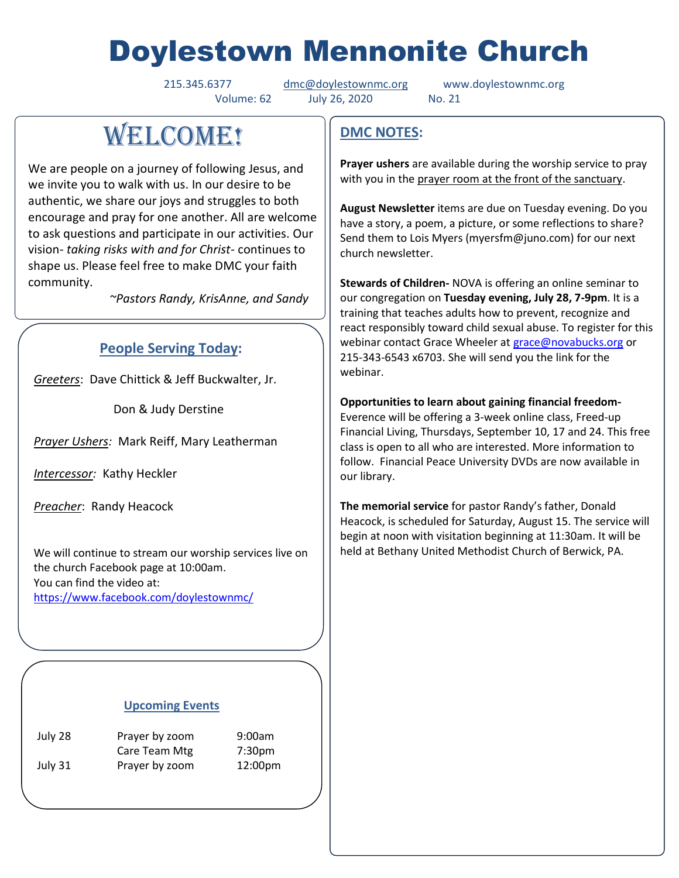# Doylestown Mennonite Church

215.345.6377 dmc@doylestownmc.org www.doylestownmc.org
Volume: 62 July 26, 2020 No. 21

## WELCOME!

We are people on a journey of following Jesus, and we invite you to walk with us. In our desire to be authentic, we share our joys and struggles to both encourage and pray for one another. All are welcome to ask questions and participate in our activities. Our vision- *taking risks with and for Christ*- continues to shape us. Please feel free to make DMC your faith community.

*~Pastors Randy, KrisAnne, and Sandy*

## People Serving Today:

*Greeters*: Dave Chittick & Jeff Buckwalter, Jr.

Don & Judy Derstine

*Prayer Ushers:* Mark Reiff, Mary Leatherman

*Intercessor:* Kathy Heckler

*Preacher*: Randy Heacock

We will continue to stream our worship services live on the church Facebook page at 10:00am.
You can find the video at:
https://www.facebook.com/doylestownmc/

## Upcoming Events

| | | |
|---|---|---|
| July 28 | Prayer by zoom | 9:00am |
| | Care Team Mtg | 7:30pm |
| July 31 | Prayer by zoom | 12:00pm |

## DMC NOTES:

**Prayer ushers** are available during the worship service to pray with you in the prayer room at the front of the sanctuary.

**August Newsletter** items are due on Tuesday evening. Do you have a story, a poem, a picture, or some reflections to share? Send them to Lois Myers (myersfm@juno.com) for our next church newsletter.

**Stewards of Children-** NOVA is offering an online seminar to our congregation on **Tuesday evening, July 28, 7-9pm**. It is a training that teaches adults how to prevent, recognize and react responsibly toward child sexual abuse. To register for this webinar contact Grace Wheeler at grace@novabucks.org or 215-343-6543 x6703. She will send you the link for the webinar.

**Opportunities to learn about gaining financial freedom-** Everence will be offering a 3-week online class, Freed-up Financial Living, Thursdays, September 10, 17 and 24. This free class is open to all who are interested. More information to follow. Financial Peace University DVDs are now available in our library.

**The memorial service** for pastor Randy's father, Donald Heacock, is scheduled for Saturday, August 15. The service will begin at noon with visitation beginning at 11:30am. It will be held at Bethany United Methodist Church of Berwick, PA.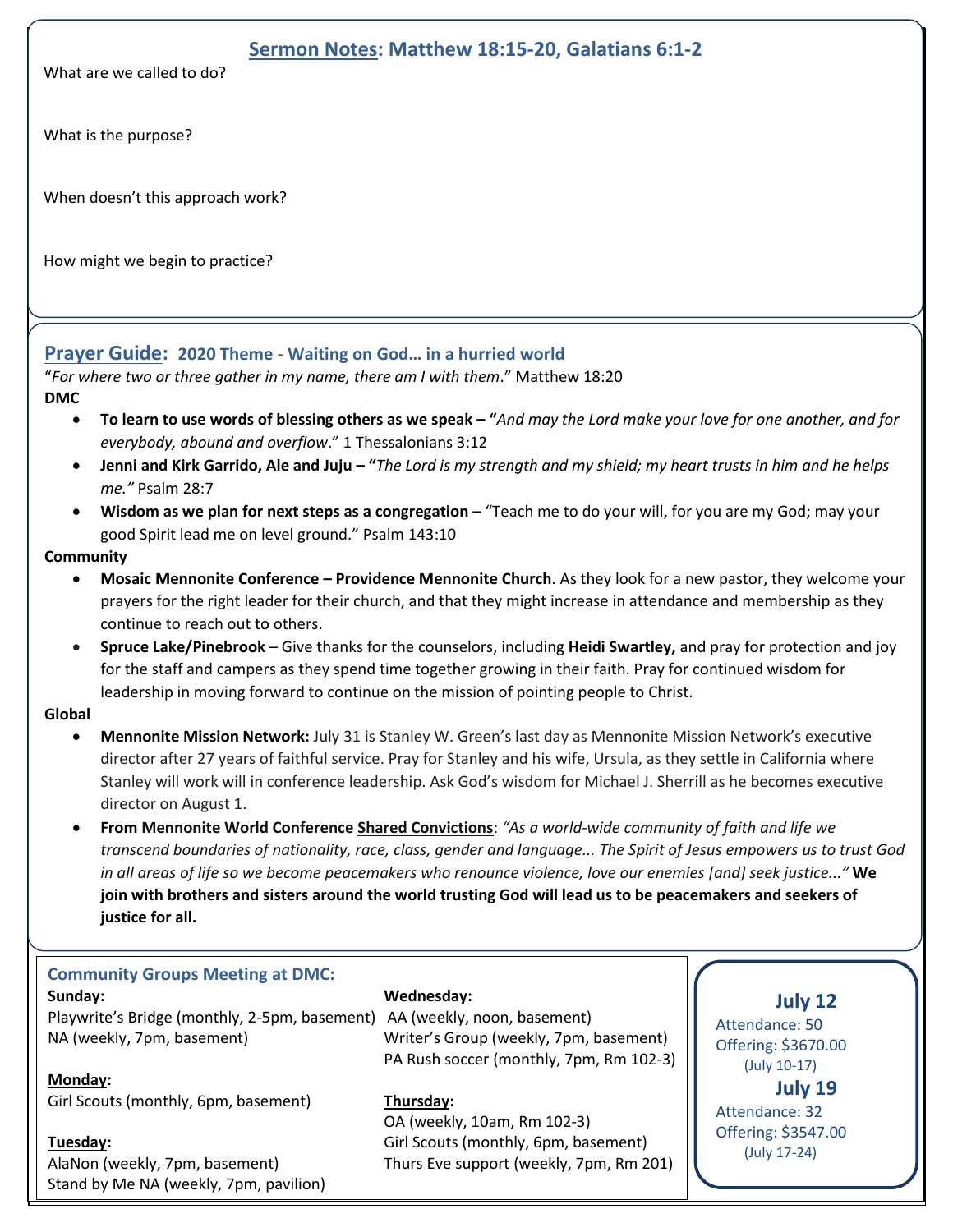## Sermon Notes: Matthew 18:15-20, Galatians 6:1-2

What are we called to do?

What is the purpose?

When doesn't this approach work?

How might we begin to practice?

## Prayer Guide: 2020 Theme - Waiting on God… in a hurried world

"*For where two or three gather in my name, there am I with them*." Matthew 18:20

**DMC**

- **To learn to use words of blessing others as we speak – "***And may the Lord make your love for one another, and for everybody, abound and overflow*." 1 Thessalonians 3:12
- **Jenni and Kirk Garrido, Ale and Juju – "***The Lord is my strength and my shield; my heart trusts in him and he helps me."* Psalm 28:7
- **Wisdom as we plan for next steps as a congregation** – "Teach me to do your will, for you are my God; may your good Spirit lead me on level ground." Psalm 143:10

**Community**

- **Mosaic Mennonite Conference – Providence Mennonite Church**. As they look for a new pastor, they welcome your prayers for the right leader for their church, and that they might increase in attendance and membership as they continue to reach out to others.
- **Spruce Lake/Pinebrook** – Give thanks for the counselors, including **Heidi Swartley,** and pray for protection and joy for the staff and campers as they spend time together growing in their faith. Pray for continued wisdom for leadership in moving forward to continue on the mission of pointing people to Christ.

**Global**

- **Mennonite Mission Network:** July 31 is Stanley W. Green's last day as Mennonite Mission Network's executive director after 27 years of faithful service. Pray for Stanley and his wife, Ursula, as they settle in California where Stanley will work will in conference leadership. Ask God's wisdom for Michael J. Sherrill as he becomes executive director on August 1.
- **From Mennonite World Conference Shared Convictions**: *"As a world-wide community of faith and life we transcend boundaries of nationality, race, class, gender and language... The Spirit of Jesus empowers us to trust God in all areas of life so we become peacemakers who renounce violence, love our enemies [and] seek justice..."* **We join with brothers and sisters around the world trusting God will lead us to be peacemakers and seekers of justice for all.**

### Community Groups Meeting at DMC:

**Sunday:**
Playwrite's Bridge (monthly, 2-5pm, basement)
NA (weekly, 7pm, basement)

**Monday:**
Girl Scouts (monthly, 6pm, basement)

**Tuesday:**
AlaNon (weekly, 7pm, basement)
Stand by Me NA (weekly, 7pm, pavilion)

**Wednesday:**
AA (weekly, noon, basement)
Writer's Group (weekly, 7pm, basement)
PA Rush soccer (monthly, 7pm, Rm 102-3)

**Thursday:**
OA (weekly, 10am, Rm 102-3)
Girl Scouts (monthly, 6pm, basement)
Thurs Eve support (weekly, 7pm, Rm 201)

**July 12**
Attendance: 50
Offering: $3670.00
(July 10-17)

**July 19**
Attendance: 32
Offering: $3547.00
(July 17-24)